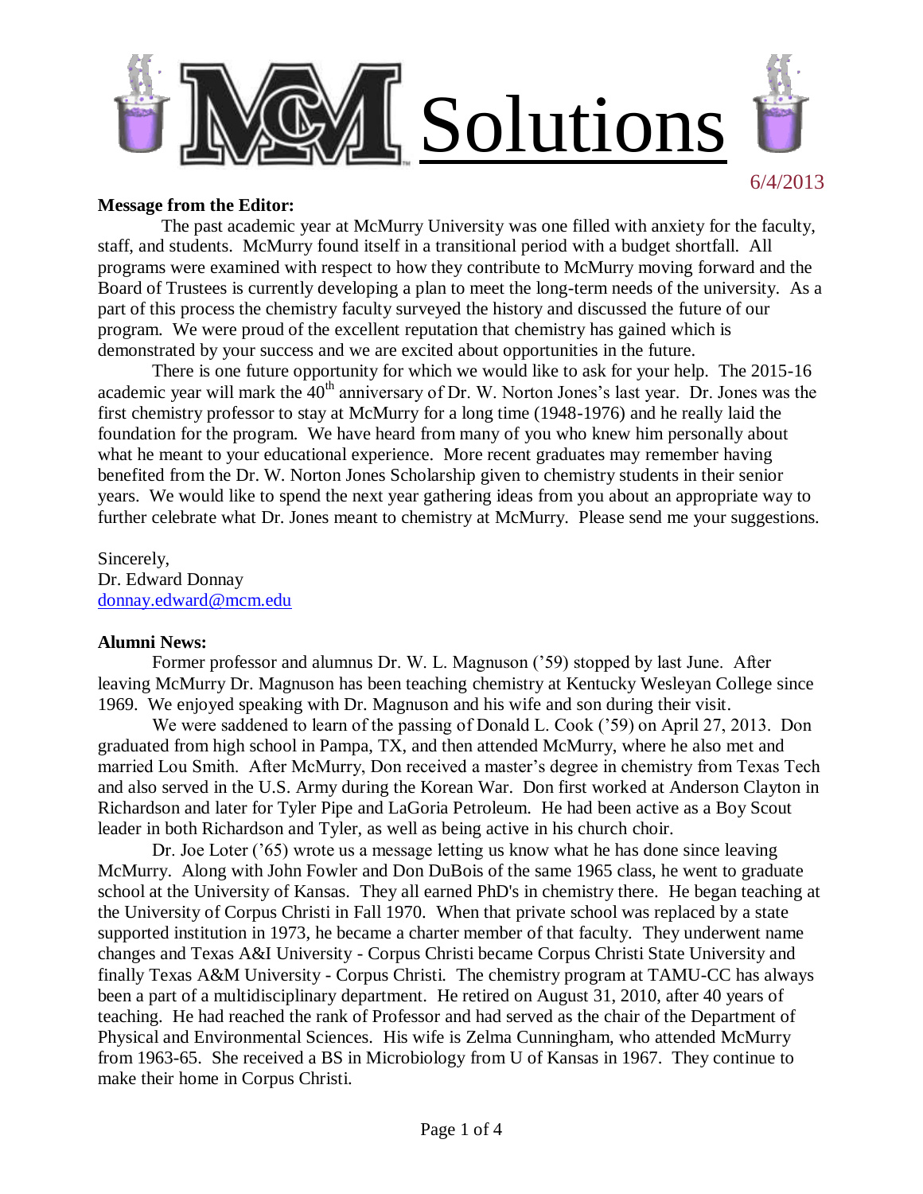# MCM Solutions

6/4/2013

**Message from the Editor:**

The past academic year at McMurry University was one filled with anxiety for the faculty, staff, and students. McMurry found itself in a transitional period with a budget shortfall. All programs were examined with respect to how they contribute to McMurry moving forward and the Board of Trustees is currently developing a plan to meet the long-term needs of the university. As a part of this process the chemistry faculty surveyed the history and discussed the future of our program. We were proud of the excellent reputation that chemistry has gained which is demonstrated by your success and we are excited about opportunities in the future.

There is one future opportunity for which we would like to ask for your help. The 2015-16 academic year will mark the 40th anniversary of Dr. W. Norton Jones's last year. Dr. Jones was the first chemistry professor to stay at McMurry for a long time (1948-1976) and he really laid the foundation for the program. We have heard from many of you who knew him personally about what he meant to your educational experience. More recent graduates may remember having benefited from the Dr. W. Norton Jones Scholarship given to chemistry students in their senior years. We would like to spend the next year gathering ideas from you about an appropriate way to further celebrate what Dr. Jones meant to chemistry at McMurry. Please send me your suggestions.

Sincerely,
Dr. Edward Donnay
donnay.edward@mcm.edu

**Alumni News:**

Former professor and alumnus Dr. W. L. Magnuson ('59) stopped by last June. After leaving McMurry Dr. Magnuson has been teaching chemistry at Kentucky Wesleyan College since 1969. We enjoyed speaking with Dr. Magnuson and his wife and son during their visit.

We were saddened to learn of the passing of Donald L. Cook ('59) on April 27, 2013. Don graduated from high school in Pampa, TX, and then attended McMurry, where he also met and married Lou Smith. After McMurry, Don received a master's degree in chemistry from Texas Tech and also served in the U.S. Army during the Korean War. Don first worked at Anderson Clayton in Richardson and later for Tyler Pipe and LaGoria Petroleum. He had been active as a Boy Scout leader in both Richardson and Tyler, as well as being active in his church choir.

Dr. Joe Loter ('65) wrote us a message letting us know what he has done since leaving McMurry. Along with John Fowler and Don DuBois of the same 1965 class, he went to graduate school at the University of Kansas. They all earned PhD's in chemistry there. He began teaching at the University of Corpus Christi in Fall 1970. When that private school was replaced by a state supported institution in 1973, he became a charter member of that faculty. They underwent name changes and Texas A&I University - Corpus Christi became Corpus Christi State University and finally Texas A&M University - Corpus Christi. The chemistry program at TAMU-CC has always been a part of a multidisciplinary department. He retired on August 31, 2010, after 40 years of teaching. He had reached the rank of Professor and had served as the chair of the Department of Physical and Environmental Sciences. His wife is Zelma Cunningham, who attended McMurry from 1963-65. She received a BS in Microbiology from U of Kansas in 1967. They continue to make their home in Corpus Christi.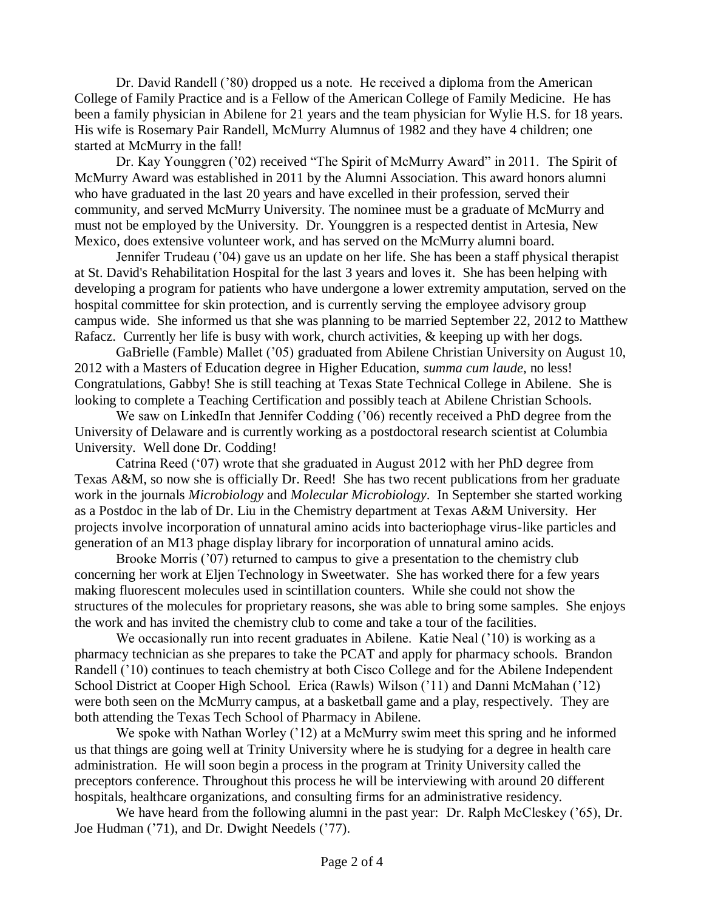Dr. David Randell ('80) dropped us a note. He received a diploma from the American College of Family Practice and is a Fellow of the American College of Family Medicine. He has been a family physician in Abilene for 21 years and the team physician for Wylie H.S. for 18 years. His wife is Rosemary Pair Randell, McMurry Alumnus of 1982 and they have 4 children; one started at McMurry in the fall!

Dr. Kay Younggren ('02) received "The Spirit of McMurry Award" in 2011. The Spirit of McMurry Award was established in 2011 by the Alumni Association. This award honors alumni who have graduated in the last 20 years and have excelled in their profession, served their community, and served McMurry University. The nominee must be a graduate of McMurry and must not be employed by the University. Dr. Younggren is a respected dentist in Artesia, New Mexico, does extensive volunteer work, and has served on the McMurry alumni board.

Jennifer Trudeau ('04) gave us an update on her life. She has been a staff physical therapist at St. David's Rehabilitation Hospital for the last 3 years and loves it. She has been helping with developing a program for patients who have undergone a lower extremity amputation, served on the hospital committee for skin protection, and is currently serving the employee advisory group campus wide. She informed us that she was planning to be married September 22, 2012 to Matthew Rafacz. Currently her life is busy with work, church activities, & keeping up with her dogs.

GaBrielle (Famble) Mallet ('05) graduated from Abilene Christian University on August 10, 2012 with a Masters of Education degree in Higher Education, *summa cum laude*, no less! Congratulations, Gabby! She is still teaching at Texas State Technical College in Abilene. She is looking to complete a Teaching Certification and possibly teach at Abilene Christian Schools.

We saw on LinkedIn that Jennifer Codding ('06) recently received a PhD degree from the University of Delaware and is currently working as a postdoctoral research scientist at Columbia University. Well done Dr. Codding!

Catrina Reed ('07) wrote that she graduated in August 2012 with her PhD degree from Texas A&M, so now she is officially Dr. Reed! She has two recent publications from her graduate work in the journals *Microbiology* and *Molecular Microbiology*. In September she started working as a Postdoc in the lab of Dr. Liu in the Chemistry department at Texas A&M University. Her projects involve incorporation of unnatural amino acids into bacteriophage virus-like particles and generation of an M13 phage display library for incorporation of unnatural amino acids.

Brooke Morris ('07) returned to campus to give a presentation to the chemistry club concerning her work at Eljen Technology in Sweetwater. She has worked there for a few years making fluorescent molecules used in scintillation counters. While she could not show the structures of the molecules for proprietary reasons, she was able to bring some samples. She enjoys the work and has invited the chemistry club to come and take a tour of the facilities.

We occasionally run into recent graduates in Abilene. Katie Neal ('10) is working as a pharmacy technician as she prepares to take the PCAT and apply for pharmacy schools. Brandon Randell ('10) continues to teach chemistry at both Cisco College and for the Abilene Independent School District at Cooper High School. Erica (Rawls) Wilson ('11) and Danni McMahan ('12) were both seen on the McMurry campus, at a basketball game and a play, respectively. They are both attending the Texas Tech School of Pharmacy in Abilene.

We spoke with Nathan Worley ('12) at a McMurry swim meet this spring and he informed us that things are going well at Trinity University where he is studying for a degree in health care administration. He will soon begin a process in the program at Trinity University called the preceptors conference. Throughout this process he will be interviewing with around 20 different hospitals, healthcare organizations, and consulting firms for an administrative residency.

We have heard from the following alumni in the past year: Dr. Ralph McCleskey ('65), Dr. Joe Hudman ('71), and Dr. Dwight Needels ('77).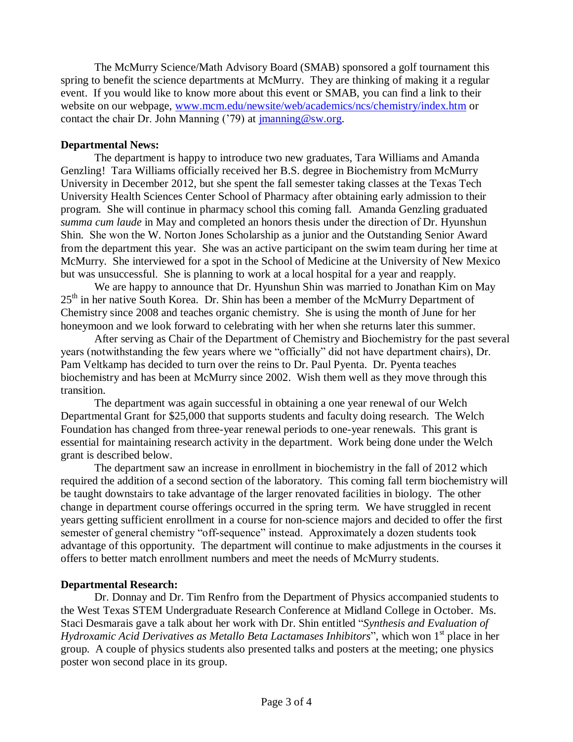The McMurry Science/Math Advisory Board (SMAB) sponsored a golf tournament this spring to benefit the science departments at McMurry. They are thinking of making it a regular event. If you would like to know more about this event or SMAB, you can find a link to their website on our webpage, www.mcm.edu/newsite/web/academics/ncs/chemistry/index.htm or contact the chair Dr. John Manning ('79) at jmanning@sw.org.

**Departmental News:**

The department is happy to introduce two new graduates, Tara Williams and Amanda Genzling! Tara Williams officially received her B.S. degree in Biochemistry from McMurry University in December 2012, but she spent the fall semester taking classes at the Texas Tech University Health Sciences Center School of Pharmacy after obtaining early admission to their program. She will continue in pharmacy school this coming fall. Amanda Genzling graduated *summa cum laude* in May and completed an honors thesis under the direction of Dr. Hyunshun Shin. She won the W. Norton Jones Scholarship as a junior and the Outstanding Senior Award from the department this year. She was an active participant on the swim team during her time at McMurry. She interviewed for a spot in the School of Medicine at the University of New Mexico but was unsuccessful. She is planning to work at a local hospital for a year and reapply.

We are happy to announce that Dr. Hyunshun Shin was married to Jonathan Kim on May 25th in her native South Korea. Dr. Shin has been a member of the McMurry Department of Chemistry since 2008 and teaches organic chemistry. She is using the month of June for her honeymoon and we look forward to celebrating with her when she returns later this summer.

After serving as Chair of the Department of Chemistry and Biochemistry for the past several years (notwithstanding the few years where we "officially" did not have department chairs), Dr. Pam Veltkamp has decided to turn over the reins to Dr. Paul Pyenta. Dr. Pyenta teaches biochemistry and has been at McMurry since 2002. Wish them well as they move through this transition.

The department was again successful in obtaining a one year renewal of our Welch Departmental Grant for $25,000 that supports students and faculty doing research. The Welch Foundation has changed from three-year renewal periods to one-year renewals. This grant is essential for maintaining research activity in the department. Work being done under the Welch grant is described below.

The department saw an increase in enrollment in biochemistry in the fall of 2012 which required the addition of a second section of the laboratory. This coming fall term biochemistry will be taught downstairs to take advantage of the larger renovated facilities in biology. The other change in department course offerings occurred in the spring term. We have struggled in recent years getting sufficient enrollment in a course for non-science majors and decided to offer the first semester of general chemistry "off-sequence" instead. Approximately a dozen students took advantage of this opportunity. The department will continue to make adjustments in the courses it offers to better match enrollment numbers and meet the needs of McMurry students.

**Departmental Research:**

Dr. Donnay and Dr. Tim Renfro from the Department of Physics accompanied students to the West Texas STEM Undergraduate Research Conference at Midland College in October. Ms. Staci Desmarais gave a talk about her work with Dr. Shin entitled "*Synthesis and Evaluation of Hydroxamic Acid Derivatives as Metallo Beta Lactamases Inhibitors*", which won 1st place in her group. A couple of physics students also presented talks and posters at the meeting; one physics poster won second place in its group.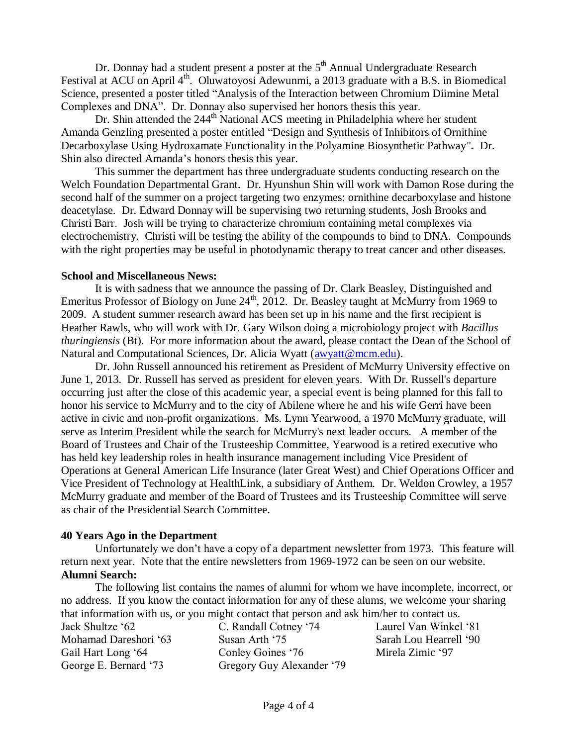Dr. Donnay had a student present a poster at the 5th Annual Undergraduate Research Festival at ACU on April 4th. Oluwatoyosi Adewunmi, a 2013 graduate with a B.S. in Biomedical Science, presented a poster titled "Analysis of the Interaction between Chromium Diimine Metal Complexes and DNA". Dr. Donnay also supervised her honors thesis this year.

Dr. Shin attended the 244th National ACS meeting in Philadelphia where her student Amanda Genzling presented a poster entitled "Design and Synthesis of Inhibitors of Ornithine Decarboxylase Using Hydroxamate Functionality in the Polyamine Biosynthetic Pathway"**.** Dr. Shin also directed Amanda's honors thesis this year.

This summer the department has three undergraduate students conducting research on the Welch Foundation Departmental Grant. Dr. Hyunshun Shin will work with Damon Rose during the second half of the summer on a project targeting two enzymes: ornithine decarboxylase and histone deacetylase. Dr. Edward Donnay will be supervising two returning students, Josh Brooks and Christi Barr. Josh will be trying to characterize chromium containing metal complexes via electrochemistry. Christi will be testing the ability of the compounds to bind to DNA. Compounds with the right properties may be useful in photodynamic therapy to treat cancer and other diseases.

**School and Miscellaneous News:**

It is with sadness that we announce the passing of Dr. Clark Beasley, Distinguished and Emeritus Professor of Biology on June 24th, 2012. Dr. Beasley taught at McMurry from 1969 to 2009. A student summer research award has been set up in his name and the first recipient is Heather Rawls, who will work with Dr. Gary Wilson doing a microbiology project with *Bacillus thuringiensis* (Bt). For more information about the award, please contact the Dean of the School of Natural and Computational Sciences, Dr. Alicia Wyatt (awyatt@mcm.edu).

Dr. John Russell announced his retirement as President of McMurry University effective on June 1, 2013. Dr. Russell has served as president for eleven years. With Dr. Russell's departure occurring just after the close of this academic year, a special event is being planned for this fall to honor his service to McMurry and to the city of Abilene where he and his wife Gerri have been active in civic and non-profit organizations. Ms. Lynn Yearwood, a 1970 McMurry graduate, will serve as Interim President while the search for McMurry's next leader occurs. A member of the Board of Trustees and Chair of the Trusteeship Committee, Yearwood is a retired executive who has held key leadership roles in health insurance management including Vice President of Operations at General American Life Insurance (later Great West) and Chief Operations Officer and Vice President of Technology at HealthLink, a subsidiary of Anthem. Dr. Weldon Crowley, a 1957 McMurry graduate and member of the Board of Trustees and its Trusteeship Committee will serve as chair of the Presidential Search Committee.

**40 Years Ago in the Department**

Unfortunately we don't have a copy of a department newsletter from 1973. This feature will return next year. Note that the entire newsletters from 1969-1972 can be seen on our website.

**Alumni Search:**

The following list contains the names of alumni for whom we have incomplete, incorrect, or no address. If you know the contact information for any of these alums, we welcome your sharing that information with us, or you might contact that person and ask him/her to contact us.

| | | |
|---|---|---|
| Jack Shultze '62 | C. Randall Cotney '74 | Laurel Van Winkel '81 |
| Mohamad Dareshori '63 | Susan Arth '75 | Sarah Lou Hearrell '90 |
| Gail Hart Long '64 | Conley Goines '76 | Mirela Zimic '97 |
| George E. Bernard '73 | Gregory Guy Alexander '79 | |